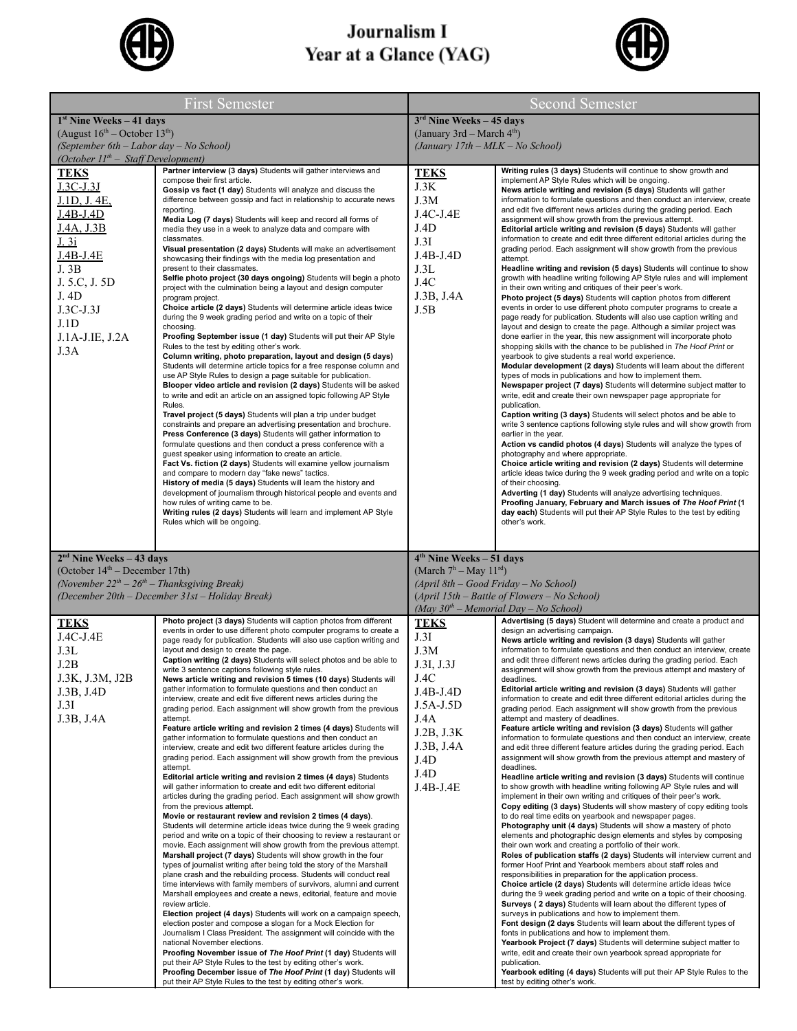# Journalism I
# Year at a Glance (YAG)

| First Semester | | Second Semester | |
|---|---|---|---|
| **1st Nine Weeks – 41 days**<br>(August 16th – October 13th)<br>*(September 6th – Labor day – No School)*<br>*(October 11th – Staff Development)* | | **3rd Nine Weeks – 45 days**<br>(January 3rd – March 4th)<br>*(January 17th – MLK – No School)* | |
| **TEKS**<br>J.3C-J.3J<br>J.1D, J. 4E,<br>J.4B-J.4D<br>J.4A, J.3B<br>J. 3i<br>J.4B-J.4E<br>J. 3B<br>J. 5.C, J. 5D<br>J. 4D<br>J.3C-J.3J<br>J.1D<br>J.1A-J.IE, J.2A<br>J.3A | **Partner interview (3 days)** Students will gather interviews and compose their first article.<br>**Gossip vs fact (1 day)** Students will analyze and discuss the difference between gossip and fact in relationship to accurate news reporting.<br>**Media Log (7 days)** Students will keep and record all forms of media they use in a week to analyze data and compare with classmates.<br>**Visual presentation (2 days)** Students will make an advertisement showcasing their findings with the media log presentation and present to their classmates.<br>**Selfie photo project (30 days ongoing)** Students will begin a photo project with the culmination being a layout and design computer program project.<br>**Choice article (2 days)** Students will determine article ideas twice during the 9 week grading period and write on a topic of their choosing.<br>**Proofing September issue (1 day)** Students will put their AP Style Rules to the test by editing other's work.<br>**Column writing, photo preparation, layout and design (5 days)** Students will determine article topics for a free response column and use AP Style Rules to design a page suitable for publication.<br>**Blooper video article and revision (2 days)** Students will be asked to write and edit an article on an assigned topic following AP Style Rules.<br>**Travel project (5 days)** Students will plan a trip under budget constraints and prepare an advertising presentation and brochure.<br>**Press Conference (3 days)** Students will gather information to formulate questions and then conduct a press conference with a guest speaker using information to create an article.<br>**Fact Vs. fiction (2 days)** Students will examine yellow journalism and compare to modern day "fake news" tactics.<br>**History of media (5 days)** Students will learn the history and development of journalism through historical people and events and how rules of writing came to be.<br>**Writing rules (2 days)** Students will learn and implement AP Style Rules which will be ongoing. | **TEKS**<br>J.3K<br>J.3M<br>J.4C-J.4E<br>J.4D<br>J.3I<br>J.4B-J.4D<br>J.3L<br>J.4C<br>J.3B, J.4A<br>J.5B | **Writing rules (3 days)** Students will continue to show growth and implement AP Style Rules which will be ongoing.<br>**News article writing and revision (5 days)** Students will gather information to formulate questions and then conduct an interview, create and edit five different news articles during the grading period. Each assignment will show growth from the previous attempt.<br>**Editorial article writing and revision (5 days)** Students will gather information to create and edit three different editorial articles during the grading period. Each assignment will show growth from the previous attempt.<br>**Headline writing and revision (5 days)** Students will continue to show growth with headline writing following AP Style rules and will implement in their own writing and critiques of their peer's work.<br>**Photo project (5 days)** Students will caption photos from different events in order to use different photo computer programs to create a page ready for publication. Students will also use caption writing and layout and design to create the page. Although a similar project was done earlier in the year, this new assignment will incorporate photo shopping skills with the chance to be published in *The Hoof Print* or yearbook to give students a real world experience.<br>**Modular development (2 days)** Students will learn about the different types of mods in publications and how to implement them.<br>**Newspaper project (7 days)** Students will determine subject matter to write, edit and create their own newspaper page appropriate for publication.<br>**Caption writing (3 days)** Students will select photos and be able to write 3 sentence captions following style rules and will show growth from earlier in the year.<br>**Action vs candid photos (4 days)** Students will analyze the types of photography and where appropriate.<br>**Choice article writing and revision (2 days)** Students will determine article ideas twice during the 9 week grading period and write on a topic of their choosing.<br>**Adverting (1 day)** Students will analyze advertising techniques.<br>**Proofing January, February and March issues of *The Hoof Print* (1 day each)** Students will put their AP Style Rules to the test by editing other's work. |
| **2nd Nine Weeks – 43 days**<br>(October 14th – December 17th)<br>*(November 22th – 26th – Thanksgiving Break)*<br>*(December 20th – December 31st – Holiday Break)* | | **4th Nine Weeks – 51 days**<br>(March 7h – May 11rd)<br>*(April 8th – Good Friday – No School)*<br>*(April 15th – Battle of Flowers – No School)*<br>*(May 30th – Memorial Day – No School)* | |
| **TEKS**<br>J.4C-J.4E<br>J.3L<br>J.2B<br>J.3K, J.3M, J2B<br>J.3B, J.4D<br>J.3I<br>J.3B, J.4A | **Photo project (3 days)** Students will caption photos from different events in order to use different photo computer programs to create a page ready for publication. Students will also use caption writing and layout and design to create the page.<br>**Caption writing (2 days)** Students will select photos and be able to write 3 sentence captions following style rules.<br>**News article writing and revision 5 times (10 days)** Students will gather information to formulate questions and then conduct an interview, create and edit five different news articles during the grading period. Each assignment will show growth from the previous attempt.<br>**Feature article writing and revision 2 times (4 days)** Students will gather information to formulate questions and then conduct an interview, create and edit two different feature articles during the grading period. Each assignment will show growth from the previous attempt.<br>**Editorial article writing and revision 2 times (4 days)** Students will gather information to create and edit two different editorial articles during the grading period. Each assignment will show growth from the previous attempt.<br>**Movie or restaurant review and revision 2 times (4 days)**. Students will determine article ideas twice during the 9 week grading period and write on a topic of their choosing to review a restaurant or movie. Each assignment will show growth from the previous attempt.<br>**Marshall project (7 days)** Students will show growth in the four types of journalist writing after being told the story of the Marshall plane crash and the rebuilding process. Students will conduct real time interviews with family members of survivors, alumni and current Marshall employees and create a news, editorial, feature and movie review article.<br>**Election project (4 days)** Students will work on a campaign speech, election poster and compose a slogan for a Mock Election for Journalism I Class President. The assignment will coincide with the national November elections.<br>**Proofing November issue of *The Hoof Print* (1 day)** Students will put their AP Style Rules to the test by editing other's work.<br>**Proofing December issue of *The Hoof Print* (1 day)** Students will put their AP Style Rules to the test by editing other's work. | **TEKS**<br>J.3I<br>J.3M<br>J.3I, J.3J<br>J.4C<br>J.4B-J.4D<br>J.5A-J.5D<br>J.4A<br>J.2B, J.3K<br>J.3B, J.4A<br>J.4D<br>J.4D<br>J.4B-J.4E | **Advertising (5 days)** Student will determine and create a product and design an advertising campaign.<br>**News article writing and revision (3 days)** Students will gather information to formulate questions and then conduct an interview, create and edit three different news articles during the grading period. Each assignment will show growth from the previous attempt and mastery of deadlines.<br>**Editorial article writing and revision (3 days)** Students will gather information to create and edit three different editorial articles during the grading period. Each assignment will show growth from the previous attempt and mastery of deadlines.<br>**Feature article writing and revision (3 days)** Students will gather information to formulate questions and then conduct an interview, create and edit three different feature articles during the grading period. Each assignment will show growth from the previous attempt and mastery of deadlines.<br>**Headline writing and revision (3 days)** Students will continue to show growth with headline writing following AP Style rules and will implement in their own writing and critiques of their peer's work.<br>**Copy editing (3 days)** Students will show mastery of copy editing tools to do real time edits on yearbook and newspaper pages.<br>**Photography unit (4 days)** Students will show a mastery of photo elements and photographic design elements and styles by composing their own work and creating a portfolio of their work.<br>**Roles of publication staffs (2 days)** Students will interview current and former Hoof Print and Yearbook members about staff roles and responsibilities in preparation for the application process.<br>**Choice article (2 days)** Students will determine article ideas twice during the 9 week grading period and write on a topic of their choosing.<br>**Surveys ( 2 days)** Students will learn about the different types of surveys in publications and how to implement them.<br>**Font design (2 days** Students will learn about the different types of fonts in publications and how to implement them.<br>**Yearbook Project (7 days)** Students will determine subject matter to write, edit and create their own yearbook spread appropriate for publication.<br>**Yearbook editing (4 days)** Students will put their AP Style Rules to the test by editing other's work. |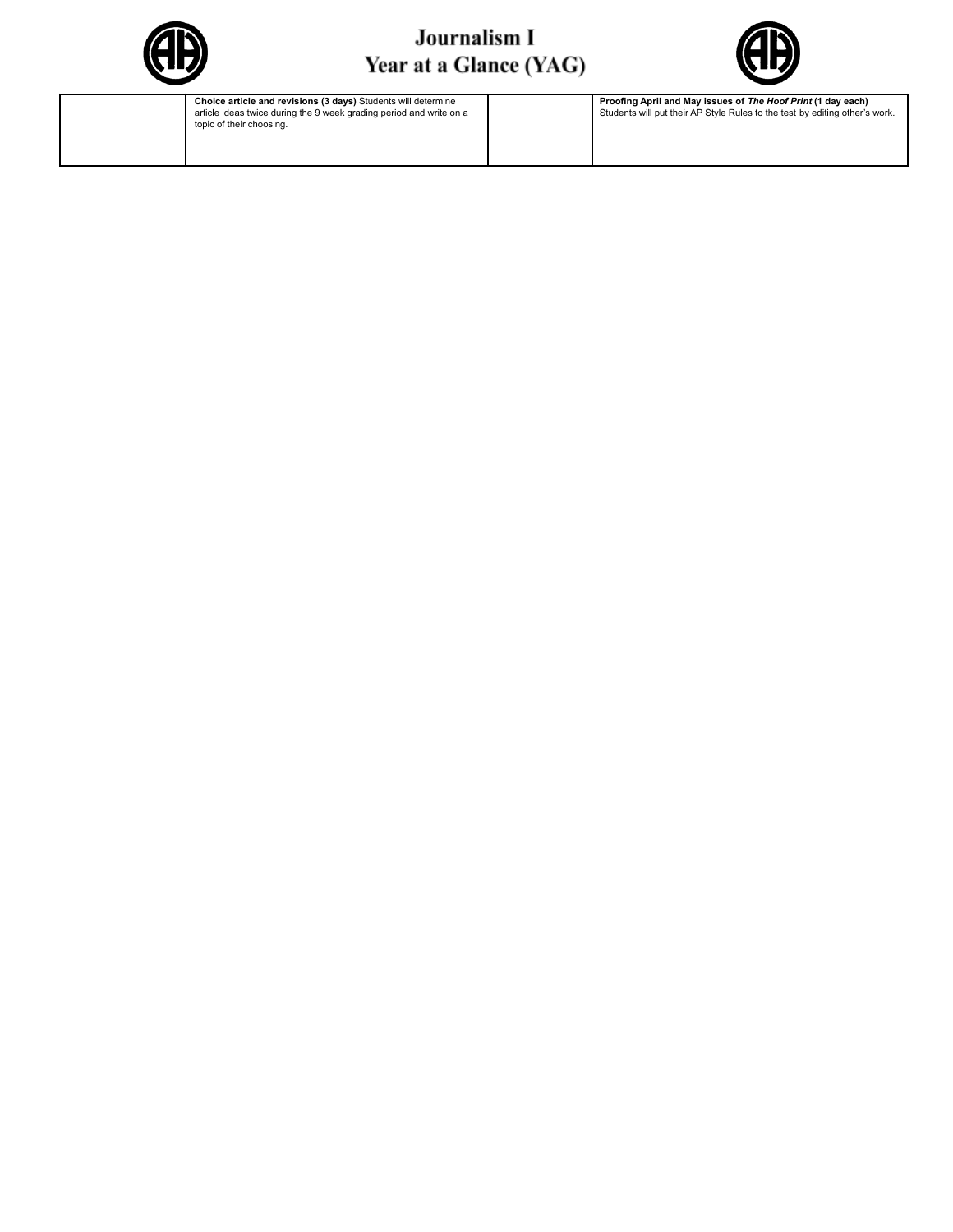| | | | |
|---|---|---|---|
| | **Choice article and revisions (3 days)** Students will determine article ideas twice during the 9 week grading period and write on a topic of their choosing. | | **Proofing April and May issues of *The Hoof Print* (1 day each)** Students will put their AP Style Rules to the test by editing other's work. |